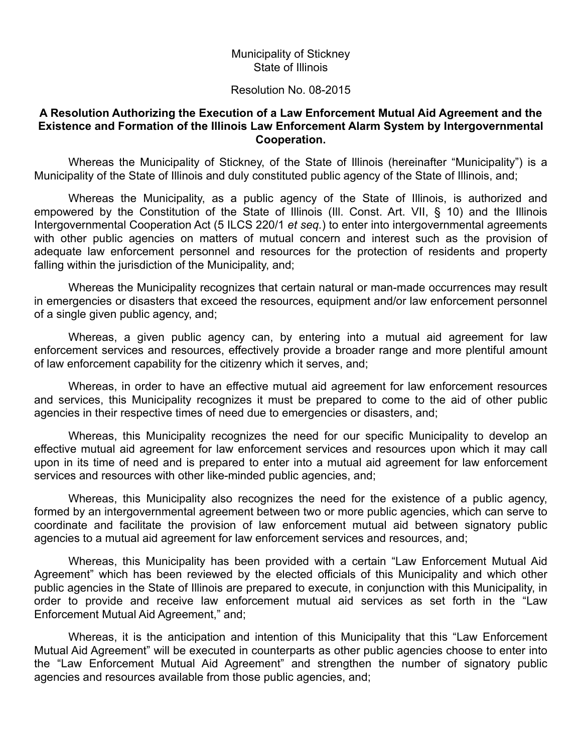Municipality of Stickney
State of Illinois

Resolution No. 08-2015

**A Resolution Authorizing the Execution of a Law Enforcement Mutual Aid Agreement and the Existence and Formation of the Illinois Law Enforcement Alarm System by Intergovernmental Cooperation.**

Whereas the Municipality of Stickney, of the State of Illinois (hereinafter "Municipality") is a Municipality of the State of Illinois and duly constituted public agency of the State of Illinois, and;

Whereas the Municipality, as a public agency of the State of Illinois, is authorized and empowered by the Constitution of the State of Illinois (Ill. Const. Art. VII, § 10) and the Illinois Intergovernmental Cooperation Act (5 ILCS 220/1 *et seq.*) to enter into intergovernmental agreements with other public agencies on matters of mutual concern and interest such as the provision of adequate law enforcement personnel and resources for the protection of residents and property falling within the jurisdiction of the Municipality, and;

Whereas the Municipality recognizes that certain natural or man-made occurrences may result in emergencies or disasters that exceed the resources, equipment and/or law enforcement personnel of a single given public agency, and;

Whereas, a given public agency can, by entering into a mutual aid agreement for law enforcement services and resources, effectively provide a broader range and more plentiful amount of law enforcement capability for the citizenry which it serves, and;

Whereas, in order to have an effective mutual aid agreement for law enforcement resources and services, this Municipality recognizes it must be prepared to come to the aid of other public agencies in their respective times of need due to emergencies or disasters, and;

Whereas, this Municipality recognizes the need for our specific Municipality to develop an effective mutual aid agreement for law enforcement services and resources upon which it may call upon in its time of need and is prepared to enter into a mutual aid agreement for law enforcement services and resources with other like-minded public agencies, and;

Whereas, this Municipality also recognizes the need for the existence of a public agency, formed by an intergovernmental agreement between two or more public agencies, which can serve to coordinate and facilitate the provision of law enforcement mutual aid between signatory public agencies to a mutual aid agreement for law enforcement services and resources, and;

Whereas, this Municipality has been provided with a certain "Law Enforcement Mutual Aid Agreement" which has been reviewed by the elected officials of this Municipality and which other public agencies in the State of Illinois are prepared to execute, in conjunction with this Municipality, in order to provide and receive law enforcement mutual aid services as set forth in the "Law Enforcement Mutual Aid Agreement," and;

Whereas, it is the anticipation and intention of this Municipality that this "Law Enforcement Mutual Aid Agreement" will be executed in counterparts as other public agencies choose to enter into the "Law Enforcement Mutual Aid Agreement" and strengthen the number of signatory public agencies and resources available from those public agencies, and;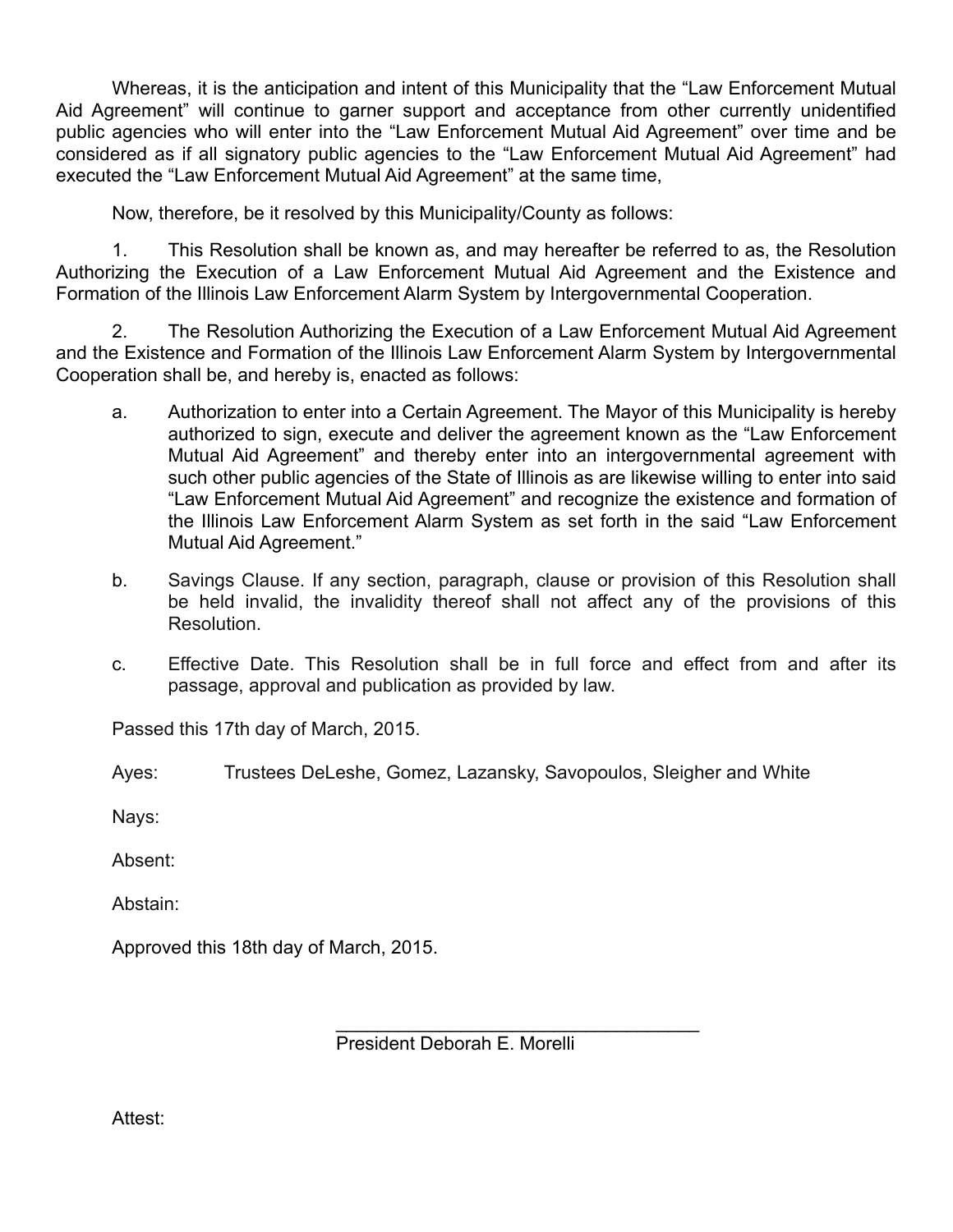Whereas, it is the anticipation and intent of this Municipality that the "Law Enforcement Mutual Aid Agreement" will continue to garner support and acceptance from other currently unidentified public agencies who will enter into the "Law Enforcement Mutual Aid Agreement" over time and be considered as if all signatory public agencies to the "Law Enforcement Mutual Aid Agreement" had executed the "Law Enforcement Mutual Aid Agreement" at the same time,

Now, therefore, be it resolved by this Municipality/County as follows:

1. This Resolution shall be known as, and may hereafter be referred to as, the Resolution Authorizing the Execution of a Law Enforcement Mutual Aid Agreement and the Existence and Formation of the Illinois Law Enforcement Alarm System by Intergovernmental Cooperation.

2. The Resolution Authorizing the Execution of a Law Enforcement Mutual Aid Agreement and the Existence and Formation of the Illinois Law Enforcement Alarm System by Intergovernmental Cooperation shall be, and hereby is, enacted as follows:

   a. Authorization to enter into a Certain Agreement. The Mayor of this Municipality is hereby authorized to sign, execute and deliver the agreement known as the "Law Enforcement Mutual Aid Agreement" and thereby enter into an intergovernmental agreement with such other public agencies of the State of Illinois as are likewise willing to enter into said "Law Enforcement Mutual Aid Agreement" and recognize the existence and formation of the Illinois Law Enforcement Alarm System as set forth in the said "Law Enforcement Mutual Aid Agreement."

   b. Savings Clause. If any section, paragraph, clause or provision of this Resolution shall be held invalid, the invalidity thereof shall not affect any of the provisions of this Resolution.

   c. Effective Date. This Resolution shall be in full force and effect from and after its passage, approval and publication as provided by law.

Passed this 17th day of March, 2015.

Ayes: Trustees DeLeshe, Gomez, Lazansky, Savopoulos, Sleigher and White

Nays:

Absent:

Abstain:

Approved this 18th day of March, 2015.

\_\_\_\_\_\_\_\_\_\_\_\_\_\_\_\_\_\_\_\_\_\_\_\_\_\_\_\_\_\_\_\_\_\_\_\_

President Deborah E. Morelli

Attest: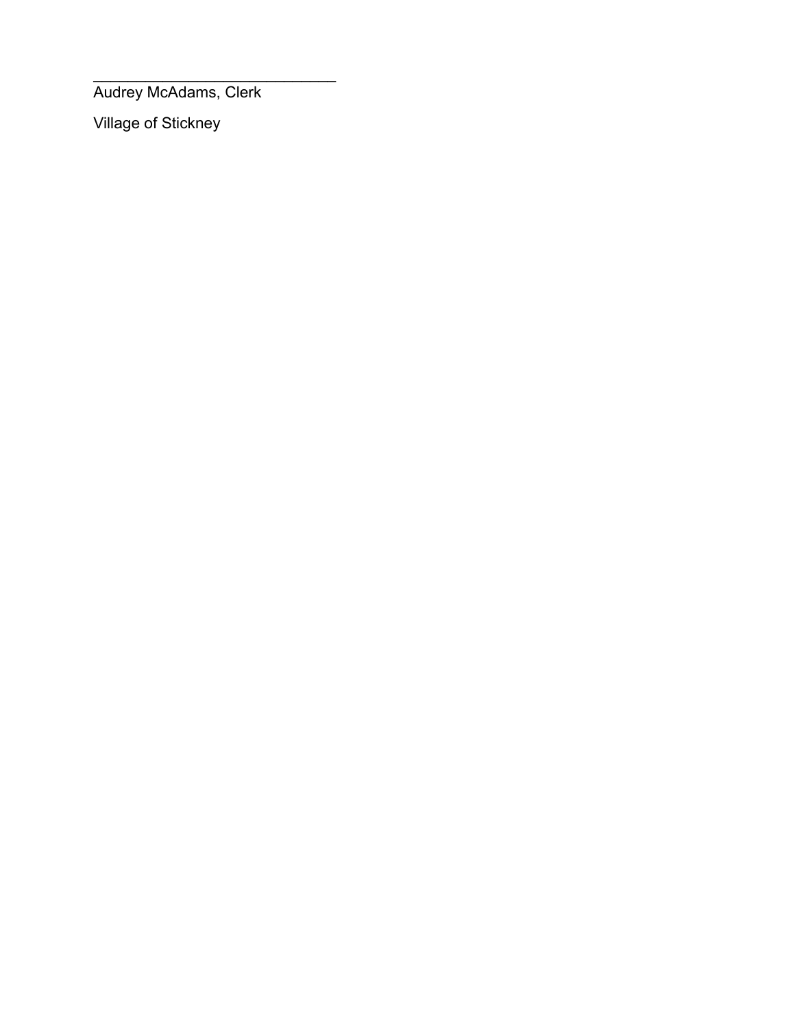_____________________________
Audrey McAdams, Clerk

Village of Stickney